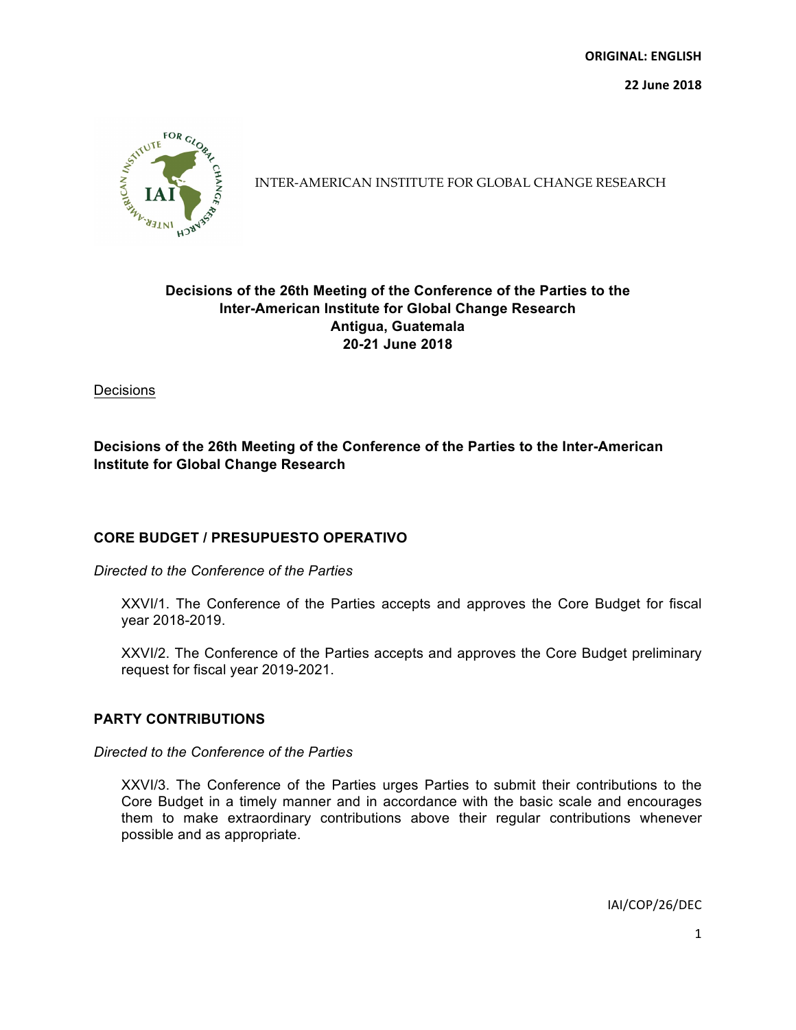**ORIGINAL: ENGLISH**

**22 June 2018**

INTER-AMERICAN INSTITUTE FOR GLOBAL CHANGE RESEARCH

# Decisions of the 26th Meeting of the Conference of the Parties to the Inter-American Institute for Global Change Research
## Antigua, Guatemala
## 20-21 June 2018

Decisions

**Decisions of the 26th Meeting of the Conference of the Parties to the Inter-American Institute for Global Change Research**

## CORE BUDGET / PRESUPUESTO OPERATIVO

*Directed to the Conference of the Parties*

XXVI/1. The Conference of the Parties accepts and approves the Core Budget for fiscal year 2018-2019.

XXVI/2. The Conference of the Parties accepts and approves the Core Budget preliminary request for fiscal year 2019-2021.

## PARTY CONTRIBUTIONS

*Directed to the Conference of the Parties*

XXVI/3. The Conference of the Parties urges Parties to submit their contributions to the Core Budget in a timely manner and in accordance with the basic scale and encourages them to make extraordinary contributions above their regular contributions whenever possible and as appropriate.

IAI/COP/26/DEC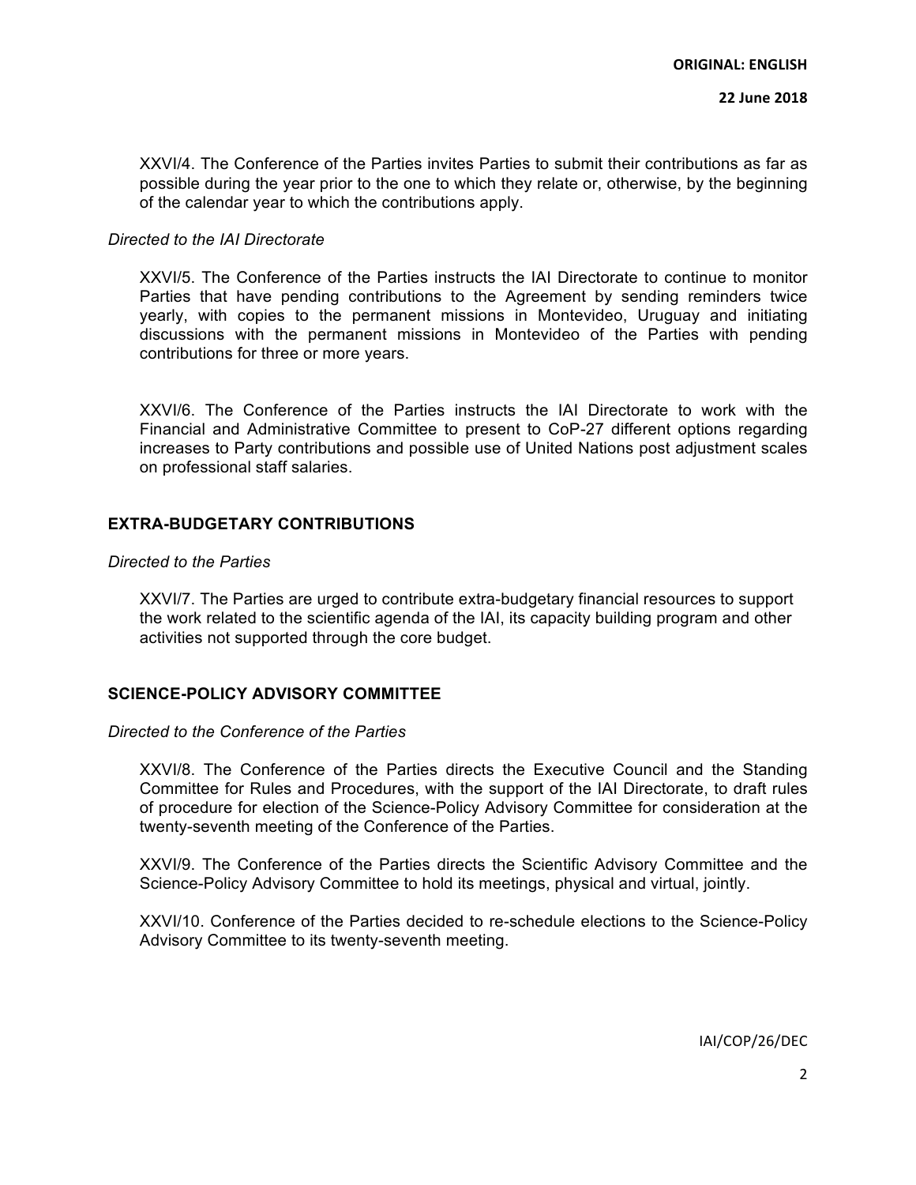XXVI/4. The Conference of the Parties invites Parties to submit their contributions as far as possible during the year prior to the one to which they relate or, otherwise, by the beginning of the calendar year to which the contributions apply.

*Directed to the IAI Directorate*

XXVI/5. The Conference of the Parties instructs the IAI Directorate to continue to monitor Parties that have pending contributions to the Agreement by sending reminders twice yearly, with copies to the permanent missions in Montevideo, Uruguay and initiating discussions with the permanent missions in Montevideo of the Parties with pending contributions for three or more years.

XXVI/6. The Conference of the Parties instructs the IAI Directorate to work with the Financial and Administrative Committee to present to CoP-27 different options regarding increases to Party contributions and possible use of United Nations post adjustment scales on professional staff salaries.

## EXTRA-BUDGETARY CONTRIBUTIONS

*Directed to the Parties*

XXVI/7. The Parties are urged to contribute extra-budgetary financial resources to support the work related to the scientific agenda of the IAI, its capacity building program and other activities not supported through the core budget.

## SCIENCE-POLICY ADVISORY COMMITTEE

*Directed to the Conference of the Parties*

XXVI/8. The Conference of the Parties directs the Executive Council and the Standing Committee for Rules and Procedures, with the support of the IAI Directorate, to draft rules of procedure for election of the Science-Policy Advisory Committee for consideration at the twenty-seventh meeting of the Conference of the Parties.

XXVI/9. The Conference of the Parties directs the Scientific Advisory Committee and the Science-Policy Advisory Committee to hold its meetings, physical and virtual, jointly.

XXVI/10. Conference of the Parties decided to re-schedule elections to the Science-Policy Advisory Committee to its twenty-seventh meeting.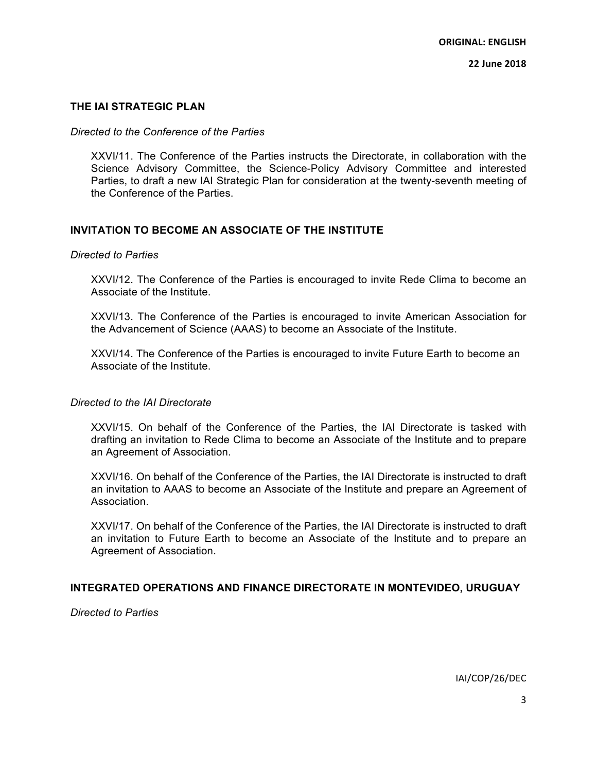## THE IAI STRATEGIC PLAN

*Directed to the Conference of the Parties*

XXVI/11. The Conference of the Parties instructs the Directorate, in collaboration with the Science Advisory Committee, the Science-Policy Advisory Committee and interested Parties, to draft a new IAI Strategic Plan for consideration at the twenty-seventh meeting of the Conference of the Parties.

## INVITATION TO BECOME AN ASSOCIATE OF THE INSTITUTE

*Directed to Parties*

XXVI/12. The Conference of the Parties is encouraged to invite Rede Clima to become an Associate of the Institute.

XXVI/13. The Conference of the Parties is encouraged to invite American Association for the Advancement of Science (AAAS) to become an Associate of the Institute.

XXVI/14. The Conference of the Parties is encouraged to invite Future Earth to become an Associate of the Institute.

*Directed to the IAI Directorate*

XXVI/15. On behalf of the Conference of the Parties, the IAI Directorate is tasked with drafting an invitation to Rede Clima to become an Associate of the Institute and to prepare an Agreement of Association.

XXVI/16. On behalf of the Conference of the Parties, the IAI Directorate is instructed to draft an invitation to AAAS to become an Associate of the Institute and prepare an Agreement of Association.

XXVI/17. On behalf of the Conference of the Parties, the IAI Directorate is instructed to draft an invitation to Future Earth to become an Associate of the Institute and to prepare an Agreement of Association.

## INTEGRATED OPERATIONS AND FINANCE DIRECTORATE IN MONTEVIDEO, URUGUAY

*Directed to Parties*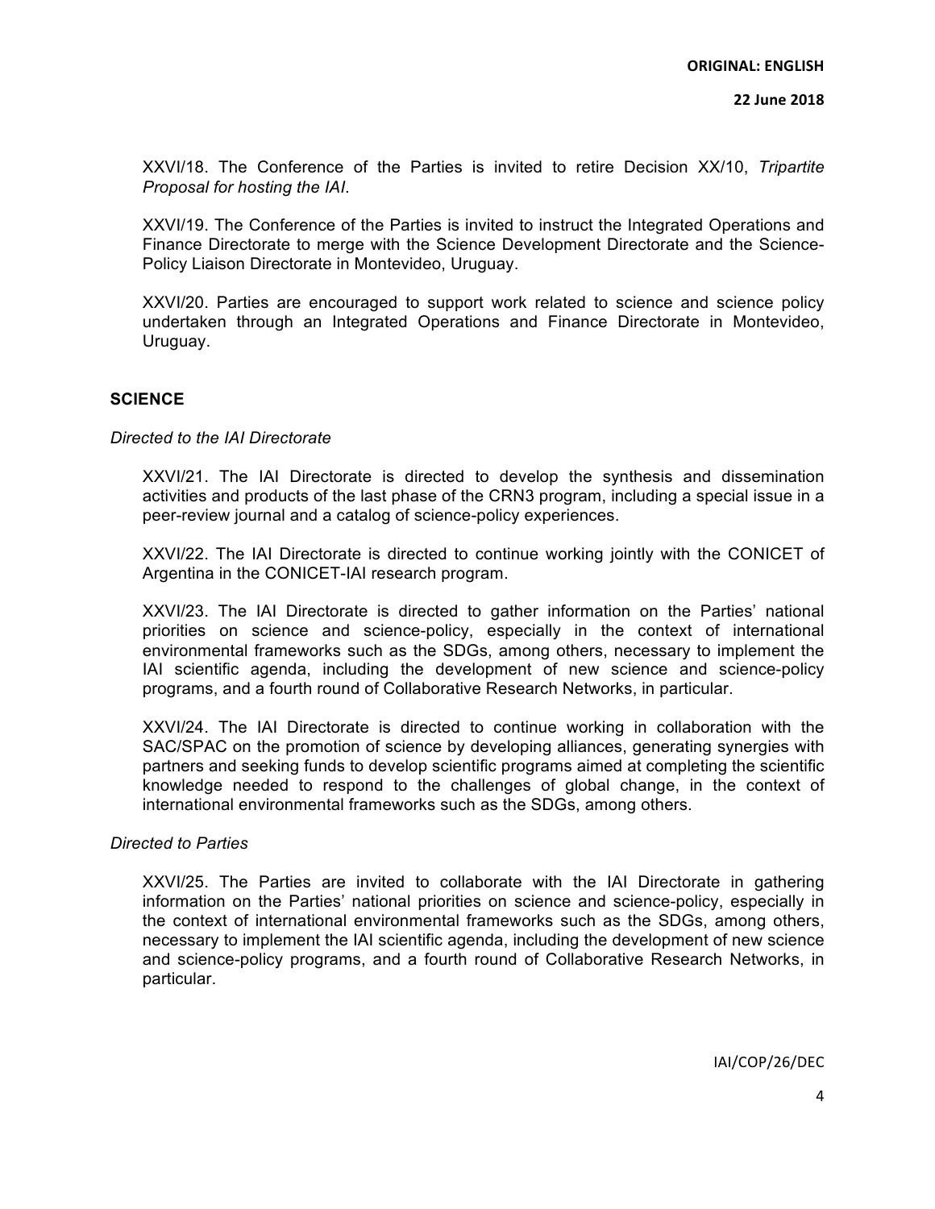XXVI/18. The Conference of the Parties is invited to retire Decision XX/10, *Tripartite Proposal for hosting the IAI*.

XXVI/19. The Conference of the Parties is invited to instruct the Integrated Operations and Finance Directorate to merge with the Science Development Directorate and the Science-Policy Liaison Directorate in Montevideo, Uruguay.

XXVI/20. Parties are encouraged to support work related to science and science policy undertaken through an Integrated Operations and Finance Directorate in Montevideo, Uruguay.

## SCIENCE

*Directed to the IAI Directorate*

XXVI/21. The IAI Directorate is directed to develop the synthesis and dissemination activities and products of the last phase of the CRN3 program, including a special issue in a peer-review journal and a catalog of science-policy experiences.

XXVI/22. The IAI Directorate is directed to continue working jointly with the CONICET of Argentina in the CONICET-IAI research program.

XXVI/23. The IAI Directorate is directed to gather information on the Parties' national priorities on science and science-policy, especially in the context of international environmental frameworks such as the SDGs, among others, necessary to implement the IAI scientific agenda, including the development of new science and science-policy programs, and a fourth round of Collaborative Research Networks, in particular.

XXVI/24. The IAI Directorate is directed to continue working in collaboration with the SAC/SPAC on the promotion of science by developing alliances, generating synergies with partners and seeking funds to develop scientific programs aimed at completing the scientific knowledge needed to respond to the challenges of global change, in the context of international environmental frameworks such as the SDGs, among others.

*Directed to Parties*

XXVI/25. The Parties are invited to collaborate with the IAI Directorate in gathering information on the Parties' national priorities on science and science-policy, especially in the context of international environmental frameworks such as the SDGs, among others, necessary to implement the IAI scientific agenda, including the development of new science and science-policy programs, and a fourth round of Collaborative Research Networks, in particular.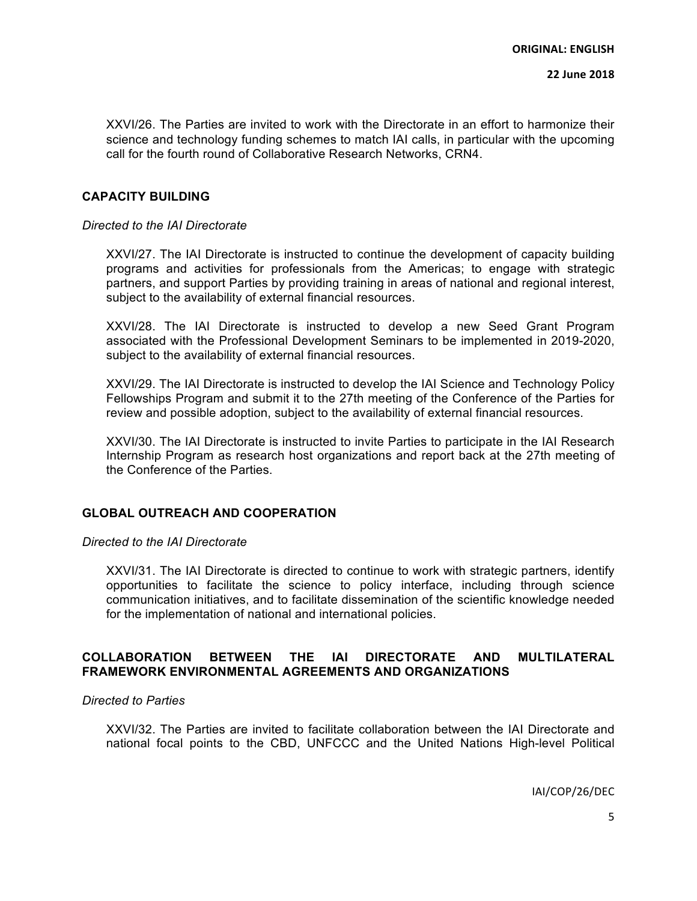XXVI/26. The Parties are invited to work with the Directorate in an effort to harmonize their science and technology funding schemes to match IAI calls, in particular with the upcoming call for the fourth round of Collaborative Research Networks, CRN4.

## CAPACITY BUILDING

*Directed to the IAI Directorate*

XXVI/27. The IAI Directorate is instructed to continue the development of capacity building programs and activities for professionals from the Americas; to engage with strategic partners, and support Parties by providing training in areas of national and regional interest, subject to the availability of external financial resources.

XXVI/28. The IAI Directorate is instructed to develop a new Seed Grant Program associated with the Professional Development Seminars to be implemented in 2019-2020, subject to the availability of external financial resources.

XXVI/29. The IAI Directorate is instructed to develop the IAI Science and Technology Policy Fellowships Program and submit it to the 27th meeting of the Conference of the Parties for review and possible adoption, subject to the availability of external financial resources.

XXVI/30. The IAI Directorate is instructed to invite Parties to participate in the IAI Research Internship Program as research host organizations and report back at the 27th meeting of the Conference of the Parties.

## GLOBAL OUTREACH AND COOPERATION

*Directed to the IAI Directorate*

XXVI/31. The IAI Directorate is directed to continue to work with strategic partners, identify opportunities to facilitate the science to policy interface, including through science communication initiatives, and to facilitate dissemination of the scientific knowledge needed for the implementation of national and international policies.

## COLLABORATION BETWEEN THE IAI DIRECTORATE AND MULTILATERAL FRAMEWORK ENVIRONMENTAL AGREEMENTS AND ORGANIZATIONS

*Directed to Parties*

XXVI/32. The Parties are invited to facilitate collaboration between the IAI Directorate and national focal points to the CBD, UNFCCC and the United Nations High-level Political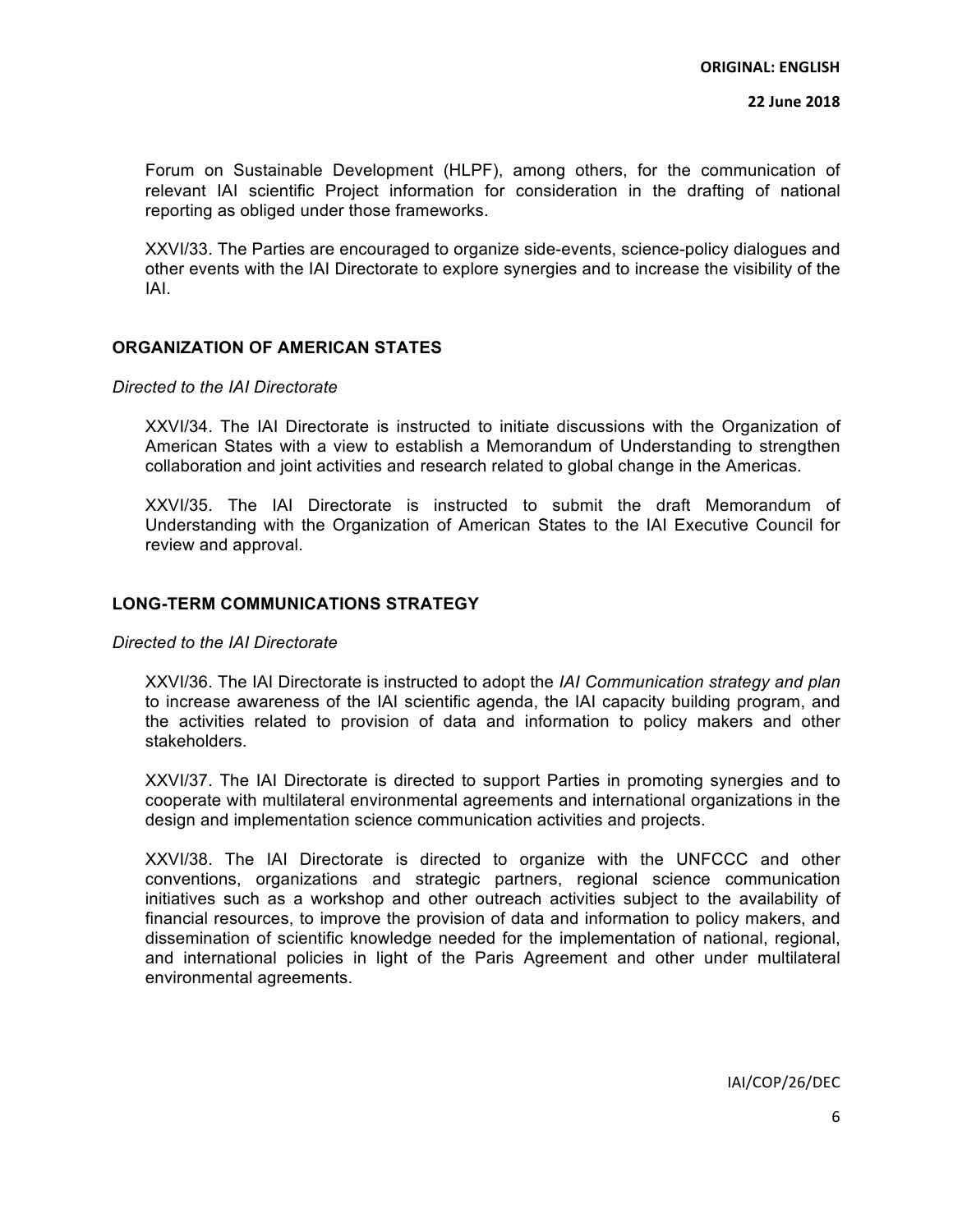Forum on Sustainable Development (HLPF), among others, for the communication of relevant IAI scientific Project information for consideration in the drafting of national reporting as obliged under those frameworks.

XXVI/33. The Parties are encouraged to organize side-events, science-policy dialogues and other events with the IAI Directorate to explore synergies and to increase the visibility of the IAI.

## ORGANIZATION OF AMERICAN STATES

*Directed to the IAI Directorate*

XXVI/34. The IAI Directorate is instructed to initiate discussions with the Organization of American States with a view to establish a Memorandum of Understanding to strengthen collaboration and joint activities and research related to global change in the Americas.

XXVI/35. The IAI Directorate is instructed to submit the draft Memorandum of Understanding with the Organization of American States to the IAI Executive Council for review and approval.

## LONG-TERM COMMUNICATIONS STRATEGY

*Directed to the IAI Directorate*

XXVI/36. The IAI Directorate is instructed to adopt the *IAI Communication strategy and plan* to increase awareness of the IAI scientific agenda, the IAI capacity building program, and the activities related to provision of data and information to policy makers and other stakeholders.

XXVI/37. The IAI Directorate is directed to support Parties in promoting synergies and to cooperate with multilateral environmental agreements and international organizations in the design and implementation science communication activities and projects.

XXVI/38. The IAI Directorate is directed to organize with the UNFCCC and other conventions, organizations and strategic partners, regional science communication initiatives such as a workshop and other outreach activities subject to the availability of financial resources, to improve the provision of data and information to policy makers, and dissemination of scientific knowledge needed for the implementation of national, regional, and international policies in light of the Paris Agreement and other under multilateral environmental agreements.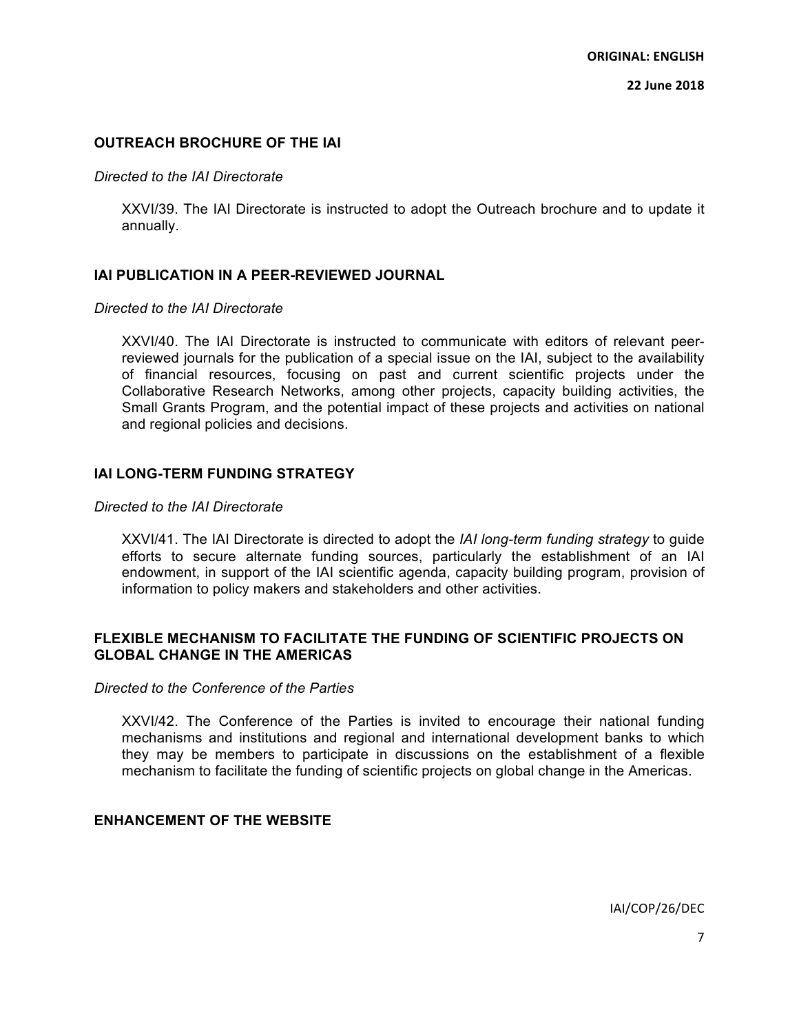### OUTREACH BROCHURE OF THE IAI

*Directed to the IAI Directorate*

XXVI/39. The IAI Directorate is instructed to adopt the Outreach brochure and to update it annually.

### IAI PUBLICATION IN A PEER-REVIEWED JOURNAL

*Directed to the IAI Directorate*

XXVI/40. The IAI Directorate is instructed to communicate with editors of relevant peer-reviewed journals for the publication of a special issue on the IAI, subject to the availability of financial resources, focusing on past and current scientific projects under the Collaborative Research Networks, among other projects, capacity building activities, the Small Grants Program, and the potential impact of these projects and activities on national and regional policies and decisions.

### IAI LONG-TERM FUNDING STRATEGY

*Directed to the IAI Directorate*

XXVI/41. The IAI Directorate is directed to adopt the *IAI long-term funding strategy* to guide efforts to secure alternate funding sources, particularly the establishment of an IAI endowment, in support of the IAI scientific agenda, capacity building program, provision of information to policy makers and stakeholders and other activities.

### FLEXIBLE MECHANISM TO FACILITATE THE FUNDING OF SCIENTIFIC PROJECTS ON GLOBAL CHANGE IN THE AMERICAS

*Directed to the Conference of the Parties*

XXVI/42. The Conference of the Parties is invited to encourage their national funding mechanisms and institutions and regional and international development banks to which they may be members to participate in discussions on the establishment of a flexible mechanism to facilitate the funding of scientific projects on global change in the Americas.

### ENHANCEMENT OF THE WEBSITE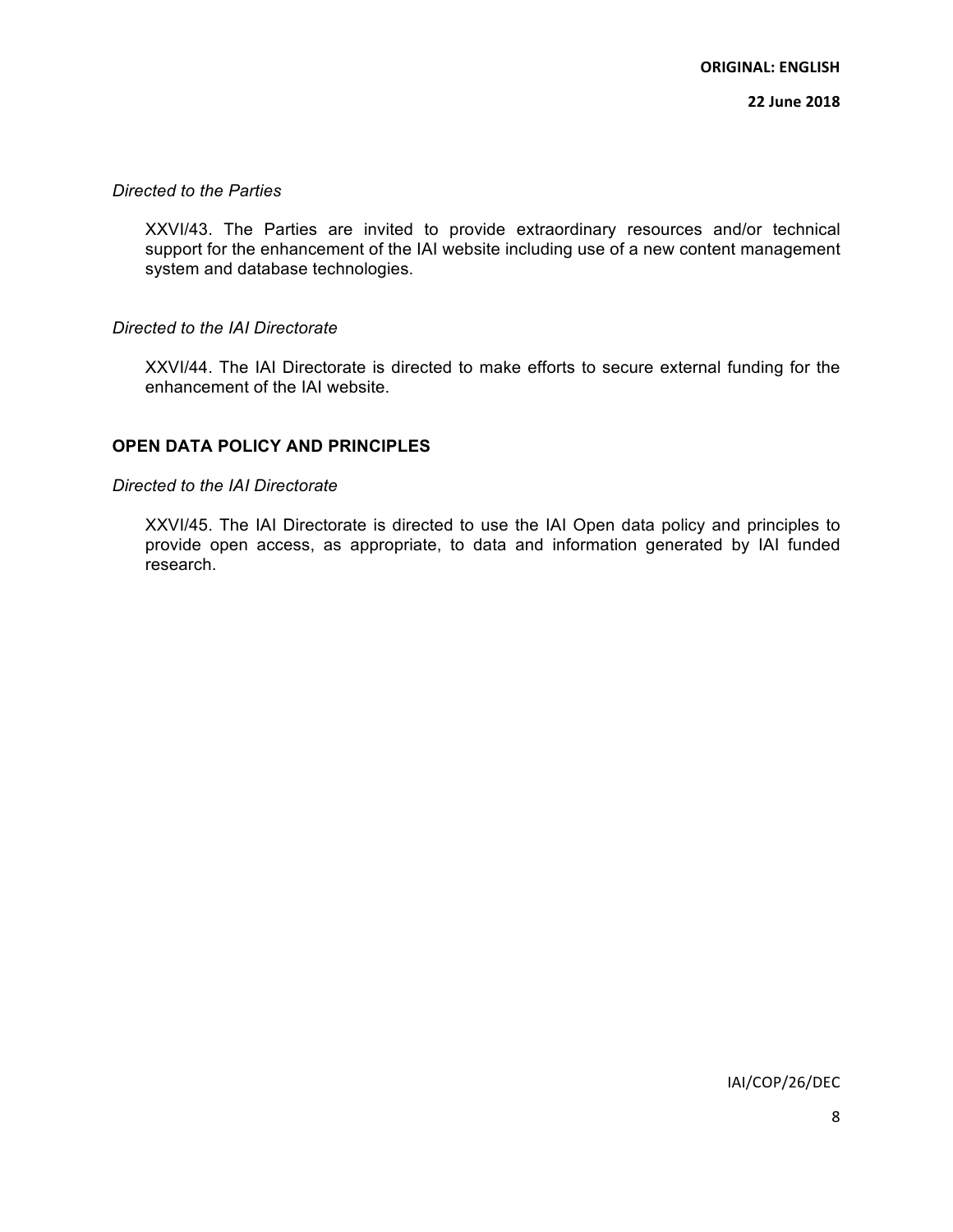*Directed to the Parties*

XXVI/43. The Parties are invited to provide extraordinary resources and/or technical support for the enhancement of the IAI website including use of a new content management system and database technologies.

*Directed to the IAI Directorate*

XXVI/44. The IAI Directorate is directed to make efforts to secure external funding for the enhancement of the IAI website.

## OPEN DATA POLICY AND PRINCIPLES

*Directed to the IAI Directorate*

XXVI/45. The IAI Directorate is directed to use the IAI Open data policy and principles to provide open access, as appropriate, to data and information generated by IAI funded research.